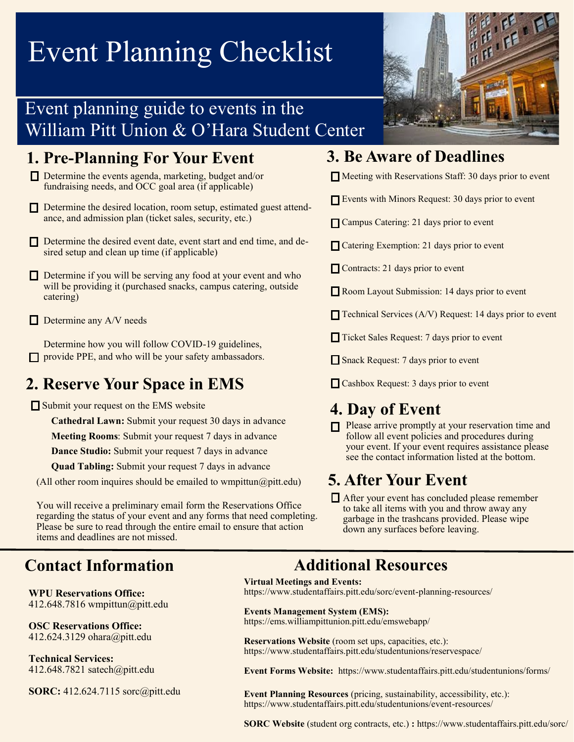# Event Planning Checklist

## Event planning guide to events in the William Pitt Union & O'Hara Student Center

## 1. Pre-Planning For Your Event

- ☐ Determine the events agenda, marketing, budget and/or fundraising needs, and OCC goal area (if applicable)
- ☐ Determine the desired location, room setup, estimated guest attendance, and admission plan (ticket sales, security, etc.)
- ☐ Determine the desired event date, event start and end time, and desired setup and clean up time (if applicable)
- ☐ Determine if you will be serving any food at your event and who will be providing it (purchased snacks, campus catering, outside catering)
- ☐ Determine any A/V needs
- ☐ Determine how you will follow COVID-19 guidelines, provide PPE, and who will be your safety ambassadors.

## 2. Reserve Your Space in EMS

- ☐ Submit your request on the EMS website

  **Cathedral Lawn:** Submit your request 30 days in advance

  **Meeting Rooms**: Submit your request 7 days in advance

  **Dance Studio:** Submit your request 7 days in advance

  **Quad Tabling:** Submit your request 7 days in advance

(All other room inquires should be emailed to wmpittun@pitt.edu)

You will receive a preliminary email form the Reservations Office regarding the status of your event and any forms that need completing. Please be sure to read through the entire email to ensure that action items and deadlines are not missed.

## 3. Be Aware of Deadlines

- ☐ Meeting with Reservations Staff: 30 days prior to event
- ☐ Events with Minors Request: 30 days prior to event
- ☐ Campus Catering: 21 days prior to event
- ☐ Catering Exemption: 21 days prior to event
- ☐ Contracts: 21 days prior to event
- ☐ Room Layout Submission: 14 days prior to event
- ☐ Technical Services (A/V) Request: 14 days prior to event
- ☐ Ticket Sales Request: 7 days prior to event
- ☐ Snack Request: 7 days prior to event
- ☐ Cashbox Request: 3 days prior to event

## 4. Day of Event

- ☐ Please arrive promptly at your reservation time and follow all event policies and procedures during your event. If your event requires assistance please see the contact information listed at the bottom.

## 5. After Your Event

- ☐ After your event has concluded please remember to take all items with you and throw away any garbage in the trashcans provided. Please wipe down any surfaces before leaving.

## Contact Information

**WPU Reservations Office:**
412.648.7816 wmpittun@pitt.edu

**OSC Reservations Office:**
412.624.3129 ohara@pitt.edu

**Technical Services:**
412.648.7821 satech@pitt.edu

**SORC:** 412.624.7115 sorc@pitt.edu

## Additional Resources

**Virtual Meetings and Events:**
https://www.studentaffairs.pitt.edu/sorc/event-planning-resources/

**Events Management System (EMS):**
https://ems.williampittunion.pitt.edu/emswebapp/

**Reservations Website** (room set ups, capacities, etc.):
https://www.studentaffairs.pitt.edu/studentunions/reservespace/

**Event Forms Website:** https://www.studentaffairs.pitt.edu/studentunions/forms/

**Event Planning Resources** (pricing, sustainability, accessibility, etc.):
https://www.studentaffairs.pitt.edu/studentunions/event-resources/

**SORC Website** (student org contracts, etc.) **:** https://www.studentaffairs.pitt.edu/sorc/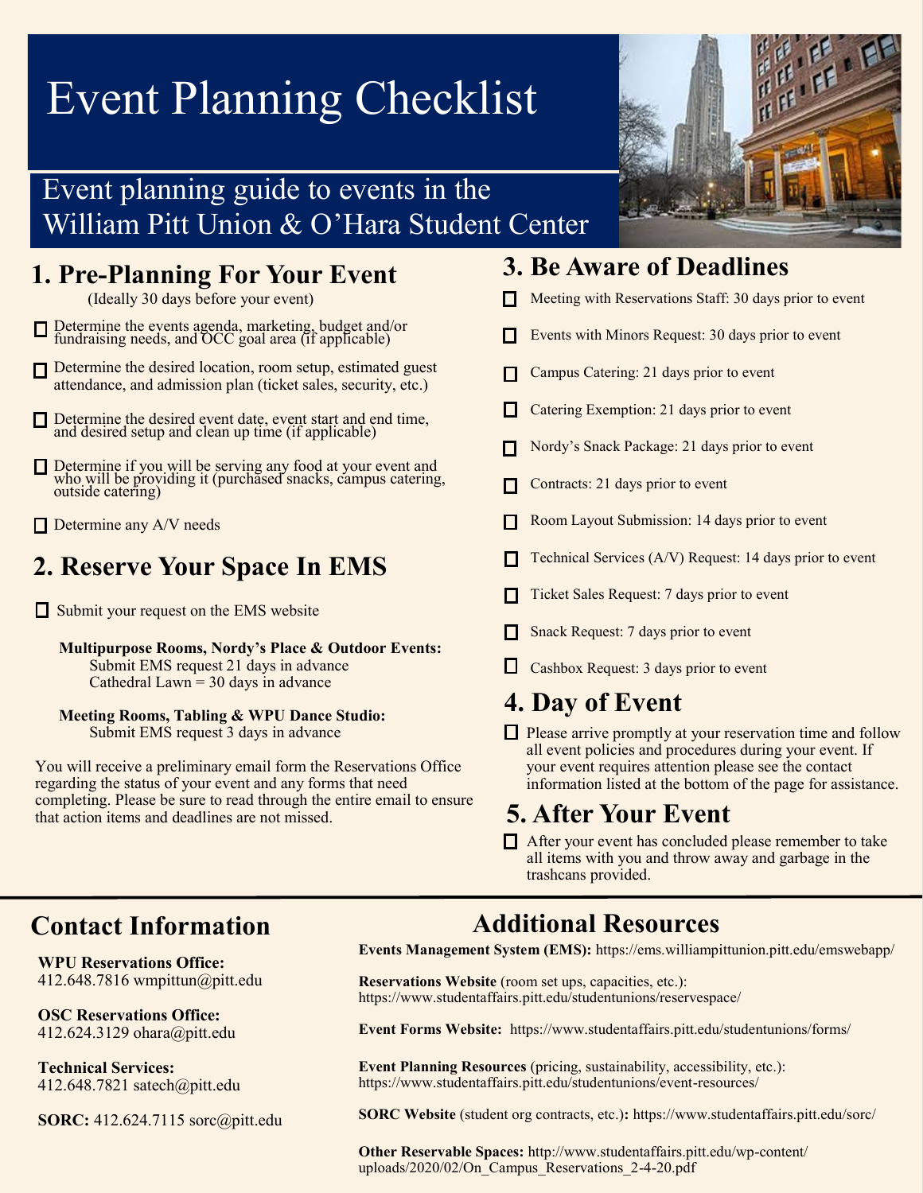# Event Planning Checklist

## Event planning guide to events in the William Pitt Union & O'Hara Student Center

## 1. Pre-Planning For Your Event

(Ideally 30 days before your event)

- ☐ Determine the events agenda, marketing, budget and/or fundraising needs, and OCC goal area (if applicable)
- ☐ Determine the desired location, room setup, estimated guest attendance, and admission plan (ticket sales, security, etc.)
- ☐ Determine the desired event date, event start and end time, and desired setup and clean up time (if applicable)
- ☐ Determine if you will be serving any food at your event and who will be providing it (purchased snacks, campus catering, outside catering)
- ☐ Determine any A/V needs

## 2. Reserve Your Space In EMS

- ☐ Submit your request on the EMS website

**Multipurpose Rooms, Nordy's Place & Outdoor Events:**
Submit EMS request 21 days in advance
Cathedral Lawn = 30 days in advance

**Meeting Rooms, Tabling & WPU Dance Studio:**
Submit EMS request 3 days in advance

You will receive a preliminary email form the Reservations Office regarding the status of your event and any forms that need completing. Please be sure to read through the entire email to ensure that action items and deadlines are not missed.

## 3. Be Aware of Deadlines

- ☐ Meeting with Reservations Staff: 30 days prior to event
- ☐ Events with Minors Request: 30 days prior to event
- ☐ Campus Catering: 21 days prior to event
- ☐ Catering Exemption: 21 days prior to event
- ☐ Nordy's Snack Package: 21 days prior to event
- ☐ Contracts: 21 days prior to event
- ☐ Room Layout Submission: 14 days prior to event
- ☐ Technical Services (A/V) Request: 14 days prior to event
- ☐ Ticket Sales Request: 7 days prior to event
- ☐ Snack Request: 7 days prior to event
- ☐ Cashbox Request: 3 days prior to event

## 4. Day of Event

- ☐ Please arrive promptly at your reservation time and follow all event policies and procedures during your event. If your event requires attention please see the contact information listed at the bottom of the page for assistance.

## 5. After Your Event

- ☐ After your event has concluded please remember to take all items with you and throw away and garbage in the trashcans provided.

## Contact Information

**WPU Reservations Office:**
412.648.7816 wmpittun@pitt.edu

**OSC Reservations Office:**
412.624.3129 ohara@pitt.edu

**Technical Services:**
412.648.7821 satech@pitt.edu

**SORC:** 412.624.7115 sorc@pitt.edu

## Additional Resources

**Events Management System (EMS):** https://ems.williampittunion.pitt.edu/emswebapp/

**Reservations Website** (room set ups, capacities, etc.): https://www.studentaffairs.pitt.edu/studentunions/reservespace/

**Event Forms Website:** https://www.studentaffairs.pitt.edu/studentunions/forms/

**Event Planning Resources** (pricing, sustainability, accessibility, etc.): https://www.studentaffairs.pitt.edu/studentunions/event-resources/

**SORC Website** (student org contracts, etc.)**:** https://www.studentaffairs.pitt.edu/sorc/

**Other Reservable Spaces:** http://www.studentaffairs.pitt.edu/wp-content/uploads/2020/02/On_Campus_Reservations_2-4-20.pdf